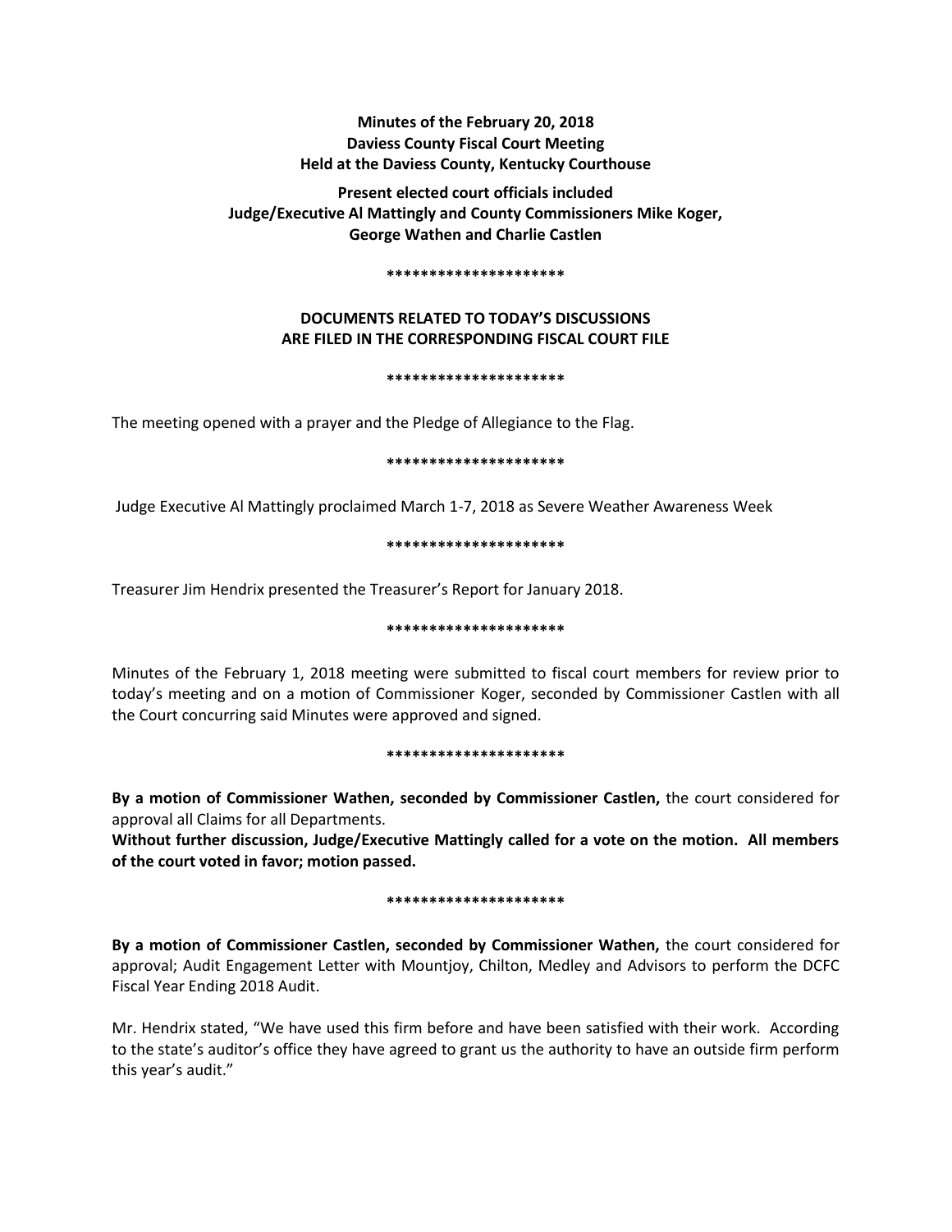**Minutes of the February 20, 2018**
**Daviess County Fiscal Court Meeting**
**Held at the Daviess County, Kentucky Courthouse**

**Present elected court officials included**
**Judge/Executive Al Mattingly and County Commissioners Mike Koger, George Wathen and Charlie Castlen**

*********************

**DOCUMENTS RELATED TO TODAY'S DISCUSSIONS ARE FILED IN THE CORRESPONDING FISCAL COURT FILE**

*********************

The meeting opened with a prayer and the Pledge of Allegiance to the Flag.

*********************

Judge Executive Al Mattingly proclaimed March 1-7, 2018 as Severe Weather Awareness Week

*********************

Treasurer Jim Hendrix presented the Treasurer's Report for January 2018.

*********************

Minutes of the February 1, 2018 meeting were submitted to fiscal court members for review prior to today's meeting and on a motion of Commissioner Koger, seconded by Commissioner Castlen with all the Court concurring said Minutes were approved and signed.

*********************

**By a motion of Commissioner Wathen, seconded by Commissioner Castlen,** the court considered for approval all Claims for all Departments.

**Without further discussion, Judge/Executive Mattingly called for a vote on the motion. All members of the court voted in favor; motion passed.**

*********************

**By a motion of Commissioner Castlen, seconded by Commissioner Wathen,** the court considered for approval; Audit Engagement Letter with Mountjoy, Chilton, Medley and Advisors to perform the DCFC Fiscal Year Ending 2018 Audit.

Mr. Hendrix stated, "We have used this firm before and have been satisfied with their work. According to the state's auditor's office they have agreed to grant us the authority to have an outside firm perform this year's audit."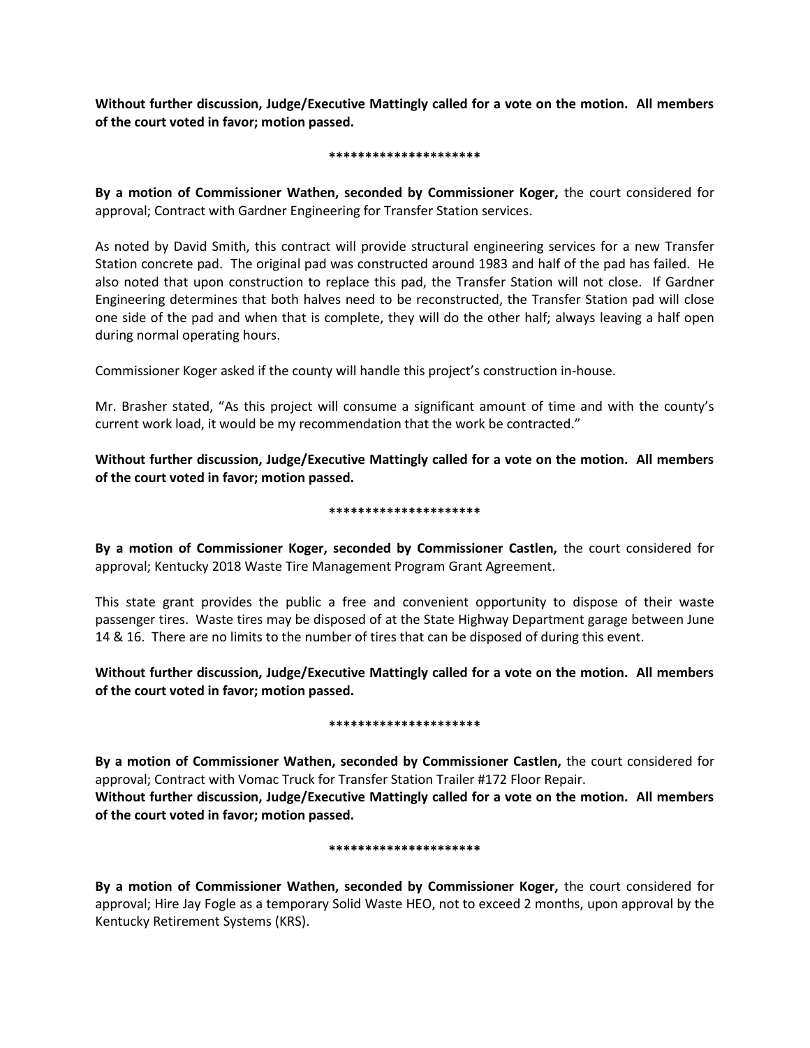**Without further discussion, Judge/Executive Mattingly called for a vote on the motion. All members of the court voted in favor; motion passed.**

**\*\*\*\*\*\*\*\*\*\*\*\*\*\*\*\*\*\*\*\*\***

**By a motion of Commissioner Wathen, seconded by Commissioner Koger,** the court considered for approval; Contract with Gardner Engineering for Transfer Station services.

As noted by David Smith, this contract will provide structural engineering services for a new Transfer Station concrete pad. The original pad was constructed around 1983 and half of the pad has failed. He also noted that upon construction to replace this pad, the Transfer Station will not close. If Gardner Engineering determines that both halves need to be reconstructed, the Transfer Station pad will close one side of the pad and when that is complete, they will do the other half; always leaving a half open during normal operating hours.

Commissioner Koger asked if the county will handle this project's construction in-house.

Mr. Brasher stated, "As this project will consume a significant amount of time and with the county's current work load, it would be my recommendation that the work be contracted."

**Without further discussion, Judge/Executive Mattingly called for a vote on the motion. All members of the court voted in favor; motion passed.**

**\*\*\*\*\*\*\*\*\*\*\*\*\*\*\*\*\*\*\*\*\***

**By a motion of Commissioner Koger, seconded by Commissioner Castlen,** the court considered for approval; Kentucky 2018 Waste Tire Management Program Grant Agreement.

This state grant provides the public a free and convenient opportunity to dispose of their waste passenger tires. Waste tires may be disposed of at the State Highway Department garage between June 14 & 16. There are no limits to the number of tires that can be disposed of during this event.

**Without further discussion, Judge/Executive Mattingly called for a vote on the motion. All members of the court voted in favor; motion passed.**

**\*\*\*\*\*\*\*\*\*\*\*\*\*\*\*\*\*\*\*\*\***

**By a motion of Commissioner Wathen, seconded by Commissioner Castlen,** the court considered for approval; Contract with Vomac Truck for Transfer Station Trailer #172 Floor Repair.
**Without further discussion, Judge/Executive Mattingly called for a vote on the motion. All members of the court voted in favor; motion passed.**

**\*\*\*\*\*\*\*\*\*\*\*\*\*\*\*\*\*\*\*\*\***

**By a motion of Commissioner Wathen, seconded by Commissioner Koger,** the court considered for approval; Hire Jay Fogle as a temporary Solid Waste HEO, not to exceed 2 months, upon approval by the Kentucky Retirement Systems (KRS).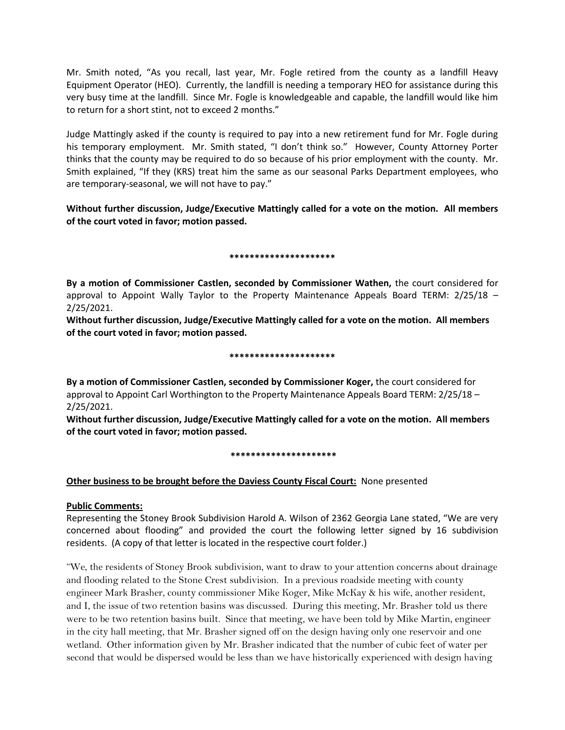Mr. Smith noted, "As you recall, last year, Mr. Fogle retired from the county as a landfill Heavy Equipment Operator (HEO). Currently, the landfill is needing a temporary HEO for assistance during this very busy time at the landfill. Since Mr. Fogle is knowledgeable and capable, the landfill would like him to return for a short stint, not to exceed 2 months."

Judge Mattingly asked if the county is required to pay into a new retirement fund for Mr. Fogle during his temporary employment. Mr. Smith stated, "I don't think so." However, County Attorney Porter thinks that the county may be required to do so because of his prior employment with the county. Mr. Smith explained, "If they (KRS) treat him the same as our seasonal Parks Department employees, who are temporary-seasonal, we will not have to pay."

**Without further discussion, Judge/Executive Mattingly called for a vote on the motion. All members of the court voted in favor; motion passed.**

**********************

**By a motion of Commissioner Castlen, seconded by Commissioner Wathen,** the court considered for approval to Appoint Wally Taylor to the Property Maintenance Appeals Board TERM: 2/25/18 – 2/25/2021.

**Without further discussion, Judge/Executive Mattingly called for a vote on the motion. All members of the court voted in favor; motion passed.**

**********************

**By a motion of Commissioner Castlen, seconded by Commissioner Koger,** the court considered for approval to Appoint Carl Worthington to the Property Maintenance Appeals Board TERM: 2/25/18 – 2/25/2021.

**Without further discussion, Judge/Executive Mattingly called for a vote on the motion. All members of the court voted in favor; motion passed.**

**********************

**Other business to be brought before the Daviess County Fiscal Court:** None presented

**Public Comments:**

Representing the Stoney Brook Subdivision Harold A. Wilson of 2362 Georgia Lane stated, "We are very concerned about flooding" and provided the court the following letter signed by 16 subdivision residents. (A copy of that letter is located in the respective court folder.)

"We, the residents of Stoney Brook subdivision, want to draw to your attention concerns about drainage and flooding related to the Stone Crest subdivision. In a previous roadside meeting with county engineer Mark Brasher, county commissioner Mike Koger, Mike McKay & his wife, another resident, and I, the issue of two retention basins was discussed. During this meeting, Mr. Brasher told us there were to be two retention basins built. Since that meeting, we have been told by Mike Martin, engineer in the city hall meeting, that Mr. Brasher signed off on the design having only one reservoir and one wetland. Other information given by Mr. Brasher indicated that the number of cubic feet of water per second that would be dispersed would be less than we have historically experienced with design having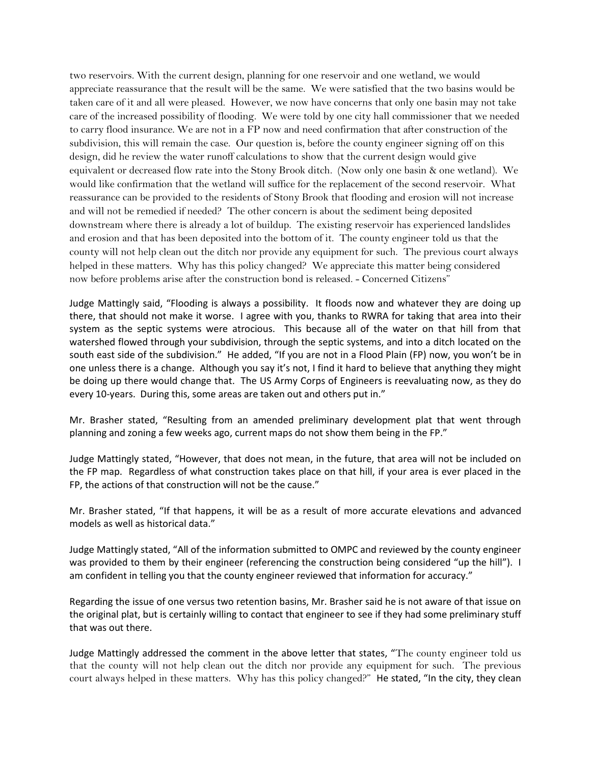two reservoirs. With the current design, planning for one reservoir and one wetland, we would appreciate reassurance that the result will be the same. We were satisfied that the two basins would be taken care of it and all were pleased. However, we now have concerns that only one basin may not take care of the increased possibility of flooding. We were told by one city hall commissioner that we needed to carry flood insurance. We are not in a FP now and need confirmation that after construction of the subdivision, this will remain the case. Our question is, before the county engineer signing off on this design, did he review the water runoff calculations to show that the current design would give equivalent or decreased flow rate into the Stony Brook ditch. (Now only one basin & one wetland). We would like confirmation that the wetland will suffice for the replacement of the second reservoir. What reassurance can be provided to the residents of Stony Brook that flooding and erosion will not increase and will not be remedied if needed? The other concern is about the sediment being deposited downstream where there is already a lot of buildup. The existing reservoir has experienced landslides and erosion and that has been deposited into the bottom of it. The county engineer told us that the county will not help clean out the ditch nor provide any equipment for such. The previous court always helped in these matters. Why has this policy changed? We appreciate this matter being considered now before problems arise after the construction bond is released. - Concerned Citizens"

Judge Mattingly said, "Flooding is always a possibility. It floods now and whatever they are doing up there, that should not make it worse. I agree with you, thanks to RWRA for taking that area into their system as the septic systems were atrocious. This because all of the water on that hill from that watershed flowed through your subdivision, through the septic systems, and into a ditch located on the south east side of the subdivision." He added, "If you are not in a Flood Plain (FP) now, you won't be in one unless there is a change. Although you say it's not, I find it hard to believe that anything they might be doing up there would change that. The US Army Corps of Engineers is reevaluating now, as they do every 10-years. During this, some areas are taken out and others put in."

Mr. Brasher stated, "Resulting from an amended preliminary development plat that went through planning and zoning a few weeks ago, current maps do not show them being in the FP."

Judge Mattingly stated, "However, that does not mean, in the future, that area will not be included on the FP map. Regardless of what construction takes place on that hill, if your area is ever placed in the FP, the actions of that construction will not be the cause."

Mr. Brasher stated, "If that happens, it will be as a result of more accurate elevations and advanced models as well as historical data."

Judge Mattingly stated, "All of the information submitted to OMPC and reviewed by the county engineer was provided to them by their engineer (referencing the construction being considered "up the hill"). I am confident in telling you that the county engineer reviewed that information for accuracy."

Regarding the issue of one versus two retention basins, Mr. Brasher said he is not aware of that issue on the original plat, but is certainly willing to contact that engineer to see if they had some preliminary stuff that was out there.

Judge Mattingly addressed the comment in the above letter that states, "The county engineer told us that the county will not help clean out the ditch nor provide any equipment for such. The previous court always helped in these matters. Why has this policy changed?" He stated, "In the city, they clean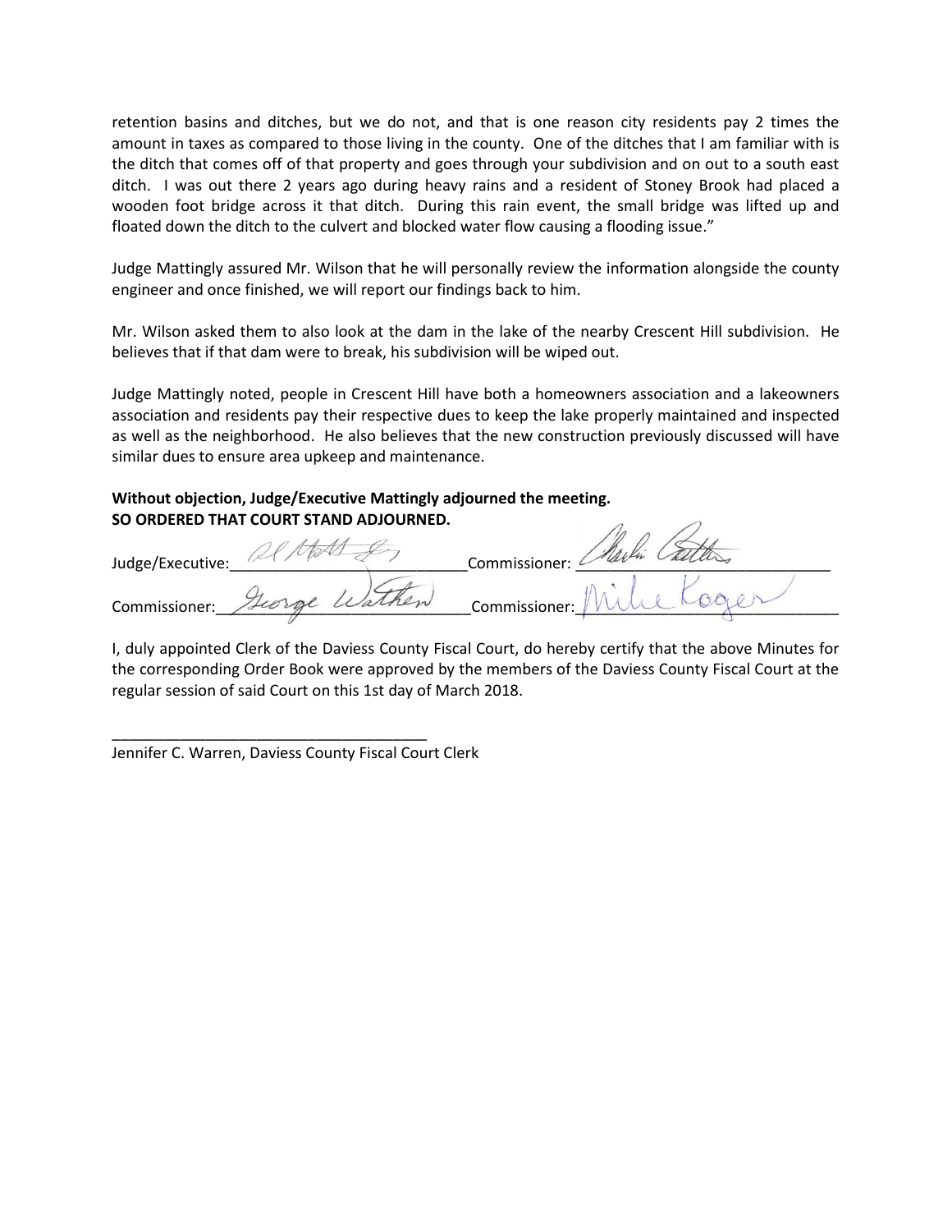retention basins and ditches, but we do not, and that is one reason city residents pay 2 times the amount in taxes as compared to those living in the county. One of the ditches that I am familiar with is the ditch that comes off of that property and goes through your subdivision and on out to a south east ditch. I was out there 2 years ago during heavy rains and a resident of Stoney Brook had placed a wooden foot bridge across it that ditch. During this rain event, the small bridge was lifted up and floated down the ditch to the culvert and blocked water flow causing a flooding issue."

Judge Mattingly assured Mr. Wilson that he will personally review the information alongside the county engineer and once finished, we will report our findings back to him.

Mr. Wilson asked them to also look at the dam in the lake of the nearby Crescent Hill subdivision. He believes that if that dam were to break, his subdivision will be wiped out.

Judge Mattingly noted, people in Crescent Hill have both a homeowners association and a lakeowners association and residents pay their respective dues to keep the lake properly maintained and inspected as well as the neighborhood. He also believes that the new construction previously discussed will have similar dues to ensure area upkeep and maintenance.

**Without objection, Judge/Executive Mattingly adjourned the meeting.**
**SO ORDERED THAT COURT STAND ADJOURNED.**

Judge/Executive: Al Mattingly ____________________ Commissioner: Charlie Castlen ____________________

Commissioner: George Wathen ____________________ Commissioner: Mike Koger ____________________

I, duly appointed Clerk of the Daviess County Fiscal Court, do hereby certify that the above Minutes for the corresponding Order Book were approved by the members of the Daviess County Fiscal Court at the regular session of said Court on this 1st day of March 2018.

______________________________________
Jennifer C. Warren, Daviess County Fiscal Court Clerk